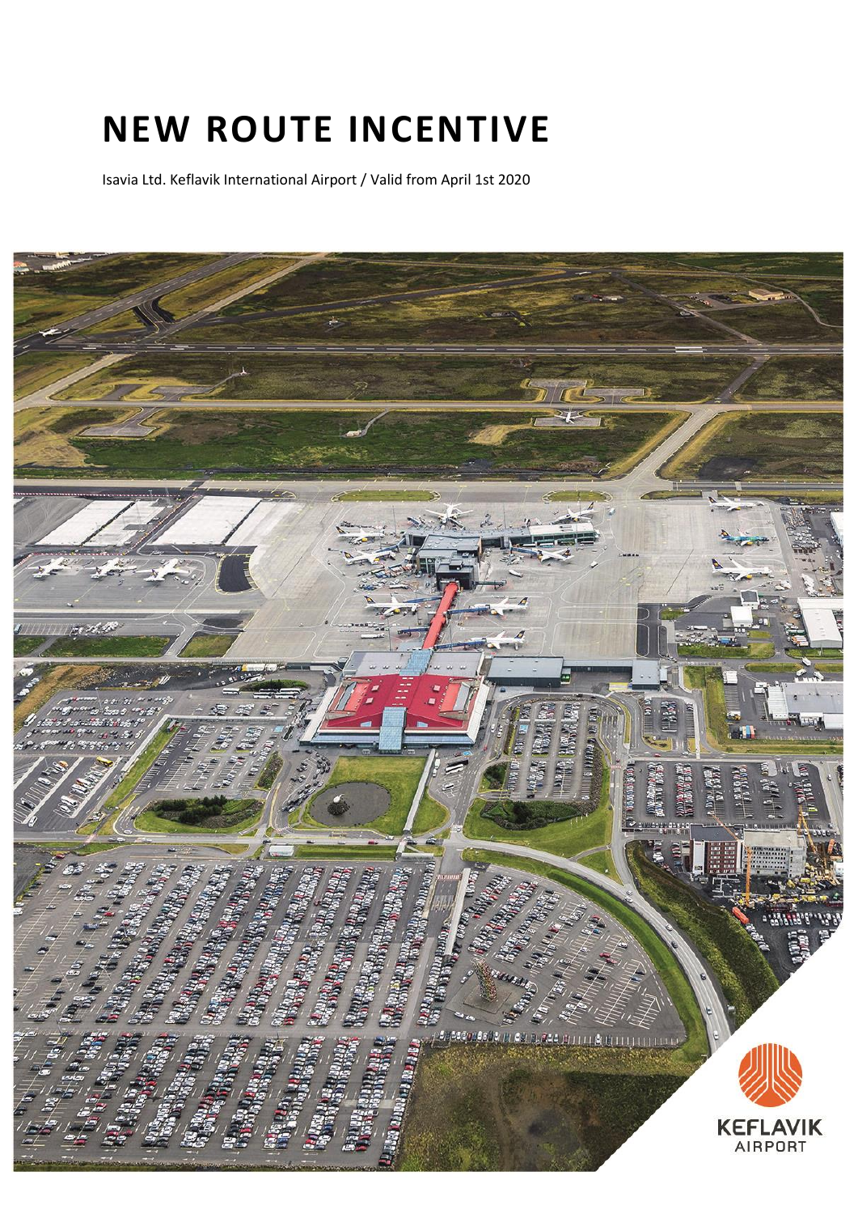# NEW ROUTE INCENTIVE

Isavia Ltd. Keflavik International Airport / Valid from April 1st 2020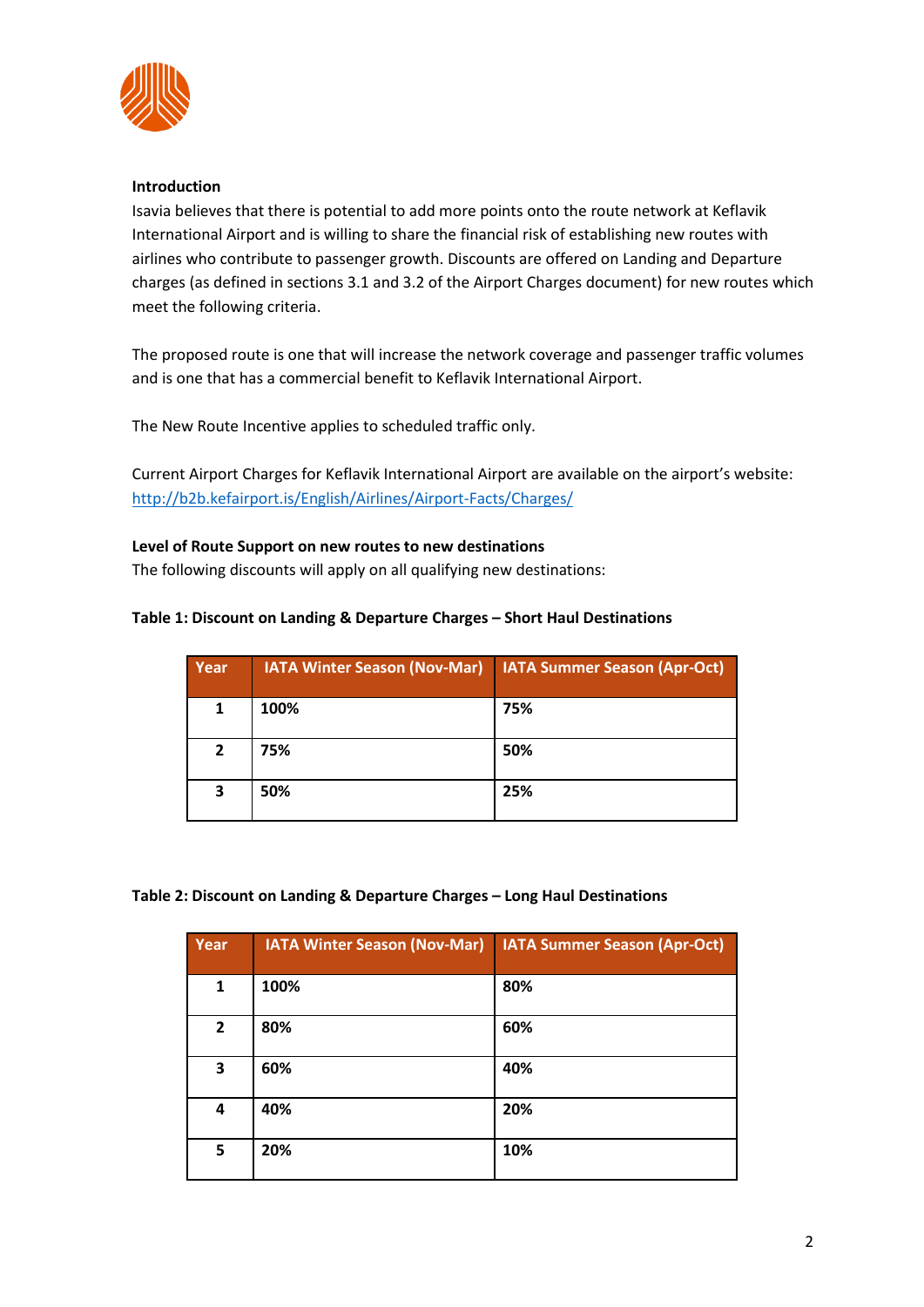**Introduction**

Isavia believes that there is potential to add more points onto the route network at Keflavik International Airport and is willing to share the financial risk of establishing new routes with airlines who contribute to passenger growth. Discounts are offered on Landing and Departure charges (as defined in sections 3.1 and 3.2 of the Airport Charges document) for new routes which meet the following criteria.

The proposed route is one that will increase the network coverage and passenger traffic volumes and is one that has a commercial benefit to Keflavik International Airport.

The New Route Incentive applies to scheduled traffic only.

Current Airport Charges for Keflavik International Airport are available on the airport's website: [http://b2b.kefairport.is/English/Airlines/Airport-Facts/Charges/](http://b2b.kefairport.is/English/Airlines/Airport-Facts/Charges/)

**Level of Route Support on new routes to new destinations**

The following discounts will apply on all qualifying new destinations:

**Table 1: Discount on Landing & Departure Charges – Short Haul Destinations**

| Year | IATA Winter Season (Nov-Mar) | IATA Summer Season (Apr-Oct) |
|---|---|---|
| **1** | **100%** | **75%** |
| **2** | **75%** | **50%** |
| **3** | **50%** | **25%** |

**Table 2: Discount on Landing & Departure Charges – Long Haul Destinations**

| Year | IATA Winter Season (Nov-Mar) | IATA Summer Season (Apr-Oct) |
|---|---|---|
| **1** | **100%** | **80%** |
| **2** | **80%** | **60%** |
| **3** | **60%** | **40%** |
| **4** | **40%** | **20%** |
| **5** | **20%** | **10%** |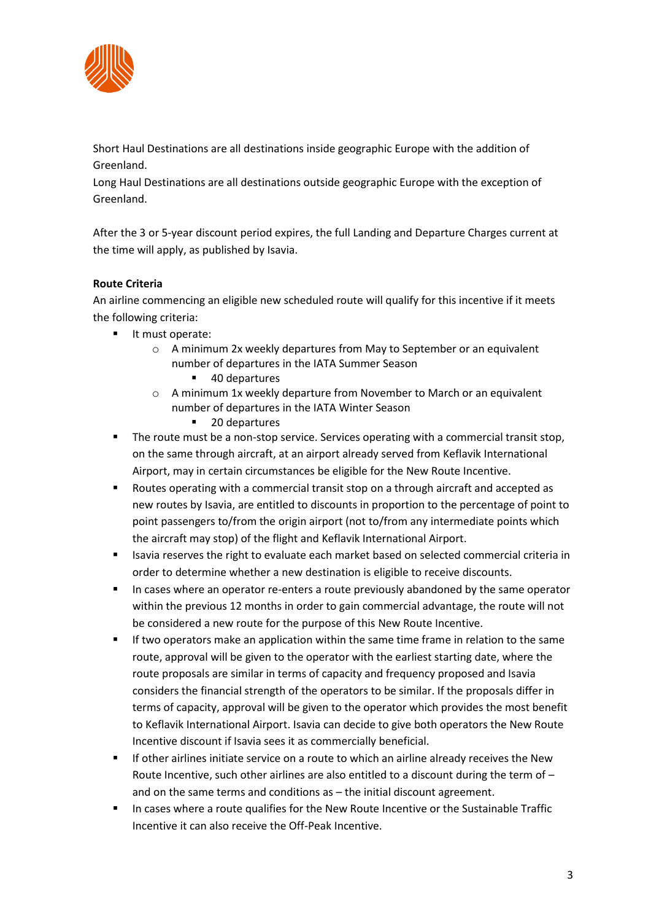Short Haul Destinations are all destinations inside geographic Europe with the addition of Greenland.
Long Haul Destinations are all destinations outside geographic Europe with the exception of Greenland.

After the 3 or 5-year discount period expires, the full Landing and Departure Charges current at the time will apply, as published by Isavia.

**Route Criteria**

An airline commencing an eligible new scheduled route will qualify for this incentive if it meets the following criteria:

- It must operate:
    - A minimum 2x weekly departures from May to September or an equivalent number of departures in the IATA Summer Season
        - 40 departures
    - A minimum 1x weekly departure from November to March or an equivalent number of departures in the IATA Winter Season
        - 20 departures
- The route must be a non-stop service. Services operating with a commercial transit stop, on the same through aircraft, at an airport already served from Keflavik International Airport, may in certain circumstances be eligible for the New Route Incentive.
- Routes operating with a commercial transit stop on a through aircraft and accepted as new routes by Isavia, are entitled to discounts in proportion to the percentage of point to point passengers to/from the origin airport (not to/from any intermediate points which the aircraft may stop) of the flight and Keflavik International Airport.
- Isavia reserves the right to evaluate each market based on selected commercial criteria in order to determine whether a new destination is eligible to receive discounts.
- In cases where an operator re-enters a route previously abandoned by the same operator within the previous 12 months in order to gain commercial advantage, the route will not be considered a new route for the purpose of this New Route Incentive.
- If two operators make an application within the same time frame in relation to the same route, approval will be given to the operator with the earliest starting date, where the route proposals are similar in terms of capacity and frequency proposed and Isavia considers the financial strength of the operators to be similar. If the proposals differ in terms of capacity, approval will be given to the operator which provides the most benefit to Keflavik International Airport. Isavia can decide to give both operators the New Route Incentive discount if Isavia sees it as commercially beneficial.
- If other airlines initiate service on a route to which an airline already receives the New Route Incentive, such other airlines are also entitled to a discount during the term of – and on the same terms and conditions as – the initial discount agreement.
- In cases where a route qualifies for the New Route Incentive or the Sustainable Traffic Incentive it can also receive the Off-Peak Incentive.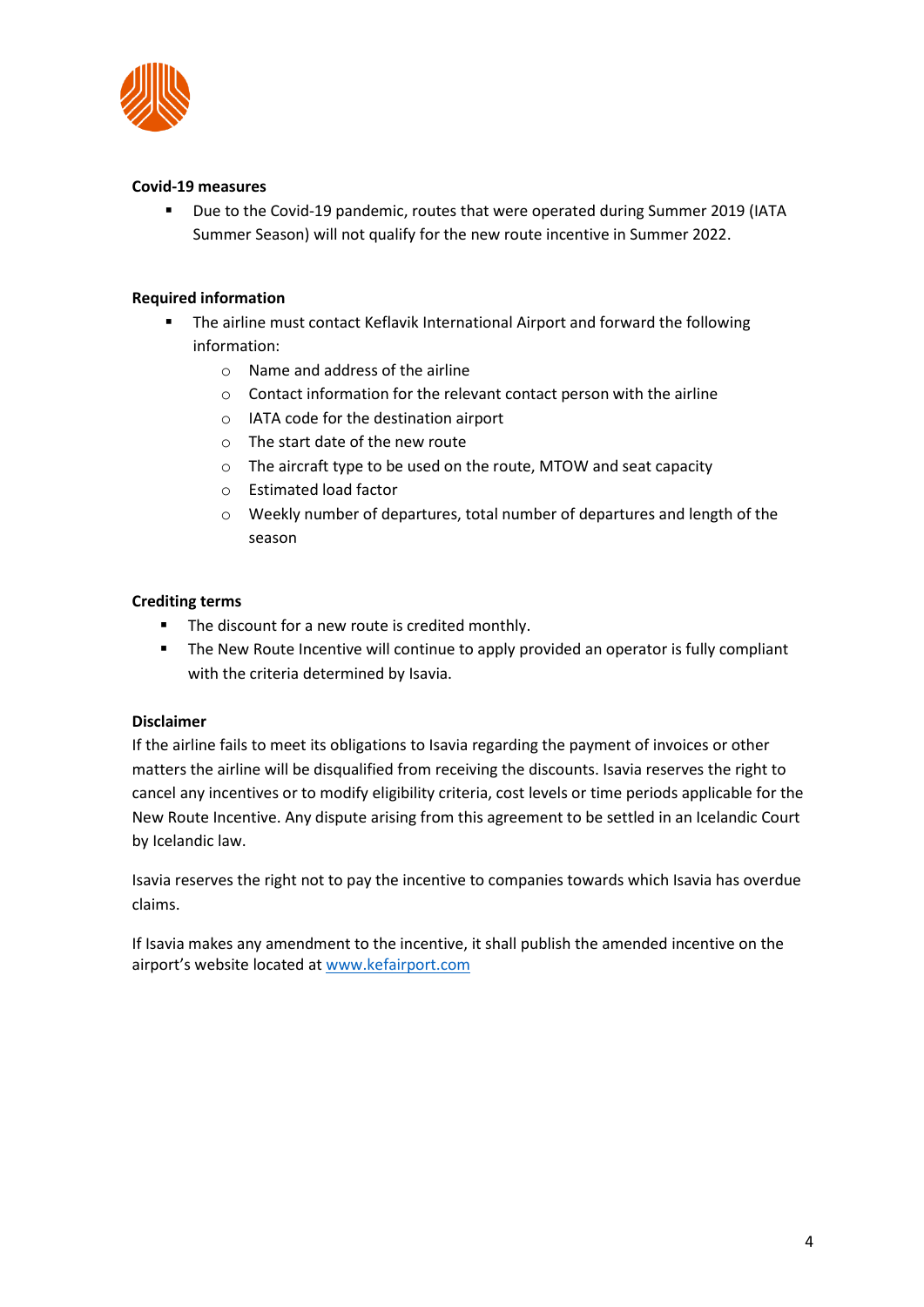**Covid-19 measures**

- Due to the Covid-19 pandemic, routes that were operated during Summer 2019 (IATA Summer Season) will not qualify for the new route incentive in Summer 2022.

**Required information**

- The airline must contact Keflavik International Airport and forward the following information:
  - Name and address of the airline
  - Contact information for the relevant contact person with the airline
  - IATA code for the destination airport
  - The start date of the new route
  - The aircraft type to be used on the route, MTOW and seat capacity
  - Estimated load factor
  - Weekly number of departures, total number of departures and length of the season

**Crediting terms**

- The discount for a new route is credited monthly.
- The New Route Incentive will continue to apply provided an operator is fully compliant with the criteria determined by Isavia.

**Disclaimer**

If the airline fails to meet its obligations to Isavia regarding the payment of invoices or other matters the airline will be disqualified from receiving the discounts. Isavia reserves the right to cancel any incentives or to modify eligibility criteria, cost levels or time periods applicable for the New Route Incentive. Any dispute arising from this agreement to be settled in an Icelandic Court by Icelandic law.

Isavia reserves the right not to pay the incentive to companies towards which Isavia has overdue claims.

If Isavia makes any amendment to the incentive, it shall publish the amended incentive on the airport's website located at [www.kefairport.com](http://www.kefairport.com)